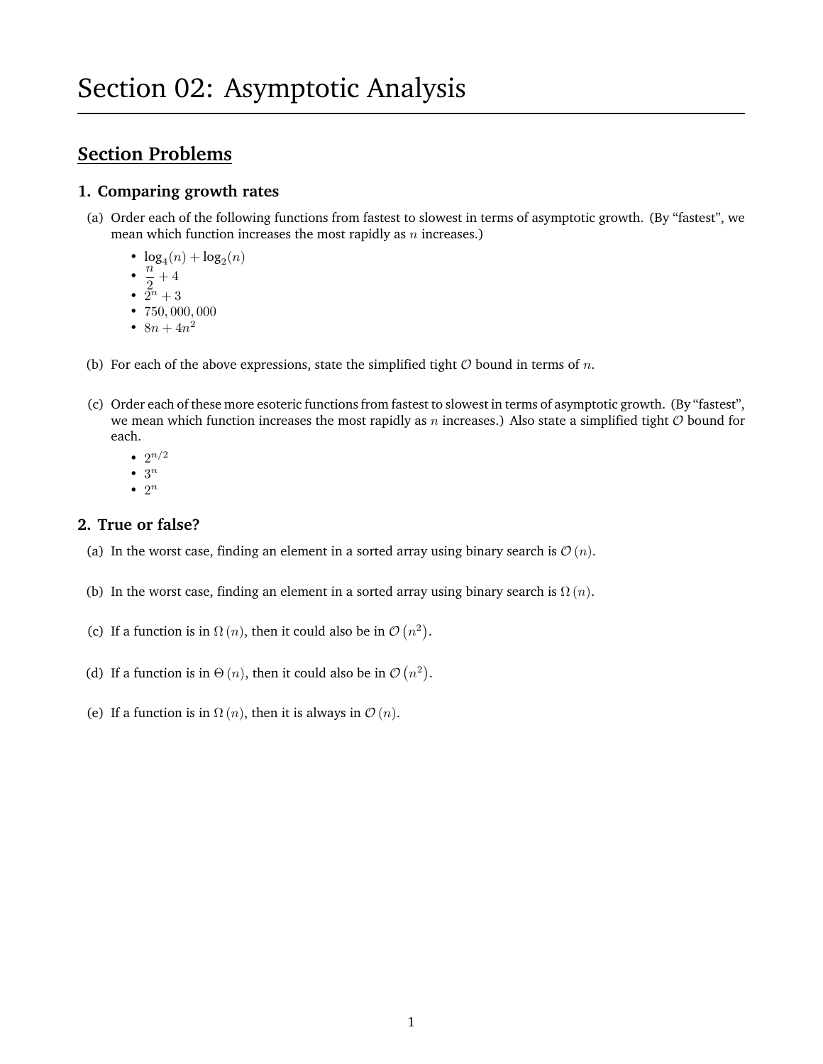# Section 02: Asymptotic Analysis

## Section Problems

### 1. Comparing growth rates

(a) Order each of the following functions from fastest to slowest in terms of asymptotic growth. (By "fastest", we mean which function increases the most rapidly as $n$ increases.)

- $\log_4(n) + \log_2(n)$
- $\frac{n}{2} + 4$
- $2^n + 3$
- $750,000,000$
- $8n + 4n^2$

(b) For each of the above expressions, state the simplified tight $\mathcal{O}$ bound in terms of $n$.

(c) Order each of these more esoteric functions from fastest to slowest in terms of asymptotic growth. (By "fastest", we mean which function increases the most rapidly as $n$ increases.) Also state a simplified tight $\mathcal{O}$ bound for each.

- $2^{n/2}$
- $3^n$
- $2^n$

### 2. True or false?

(a) In the worst case, finding an element in a sorted array using binary search is $\mathcal{O}(n)$.

(b) In the worst case, finding an element in a sorted array using binary search is $\Omega(n)$.

(c) If a function is in $\Omega(n)$, then it could also be in $\mathcal{O}(n^2)$.

(d) If a function is in $\Theta(n)$, then it could also be in $\mathcal{O}(n^2)$.

(e) If a function is in $\Omega(n)$, then it is always in $\mathcal{O}(n)$.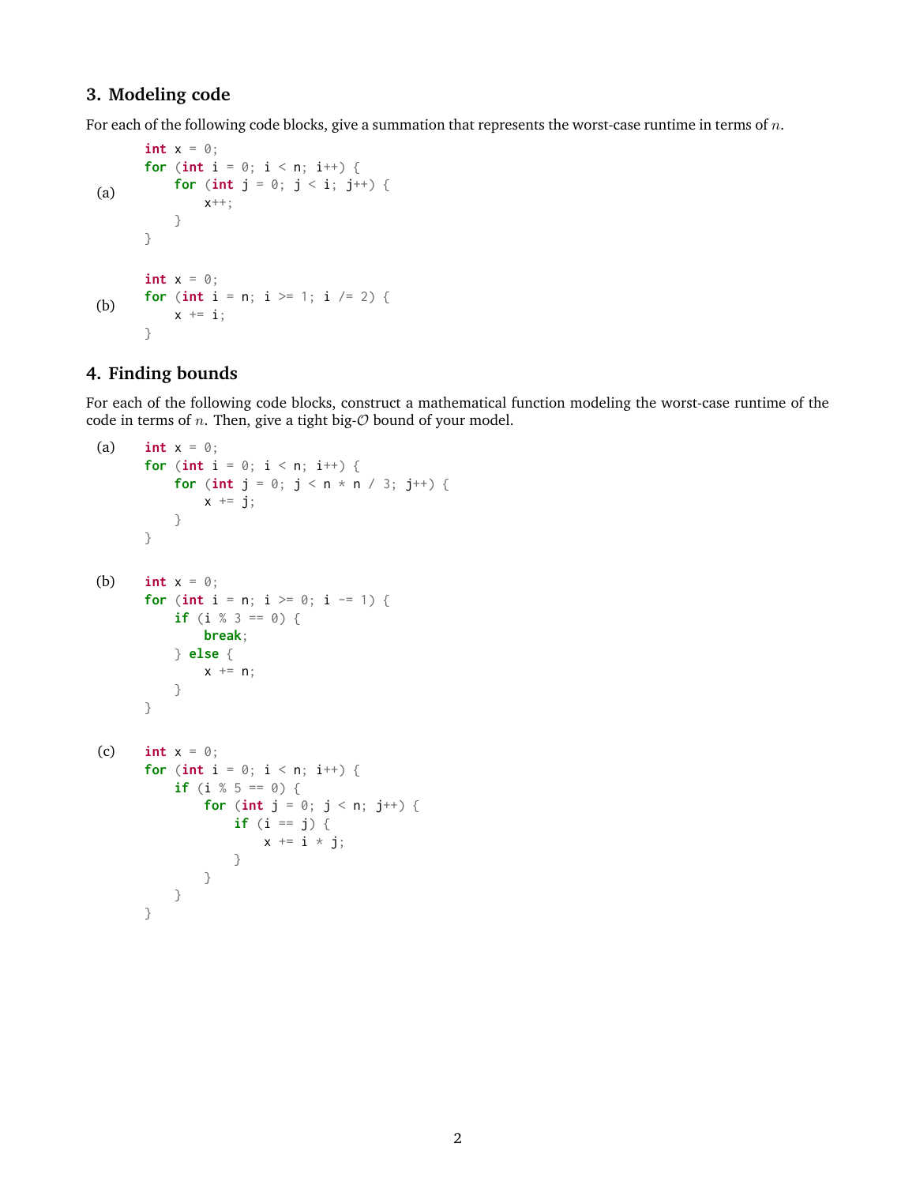## 3. Modeling code

For each of the following code blocks, give a summation that represents the worst-case runtime in terms of $n$.

(a)

```
int x = 0;
for (int i = 0; i < n; i++) {
    for (int j = 0; j < i; j++) {
        x++;
    }
}
```

(b)

```
int x = 0;
for (int i = n; i >= 1; i /= 2) {
    x += i;
}
```

## 4. Finding bounds

For each of the following code blocks, construct a mathematical function modeling the worst-case runtime of the code in terms of $n$. Then, give a tight big-$\mathcal{O}$ bound of your model.

(a)

```
int x = 0;
for (int i = 0; i < n; i++) {
    for (int j = 0; j < n * n / 3; j++) {
        x += j;
    }
}
```

(b)

```
int x = 0;
for (int i = n; i >= 0; i -= 1) {
    if (i % 3 == 0) {
        break;
    } else {
        x += n;
    }
}
```

(c)

```
int x = 0;
for (int i = 0; i < n; i++) {
    if (i % 5 == 0) {
        for (int j = 0; j < n; j++) {
            if (i == j) {
                x += i * j;
            }
        }
    }
}
```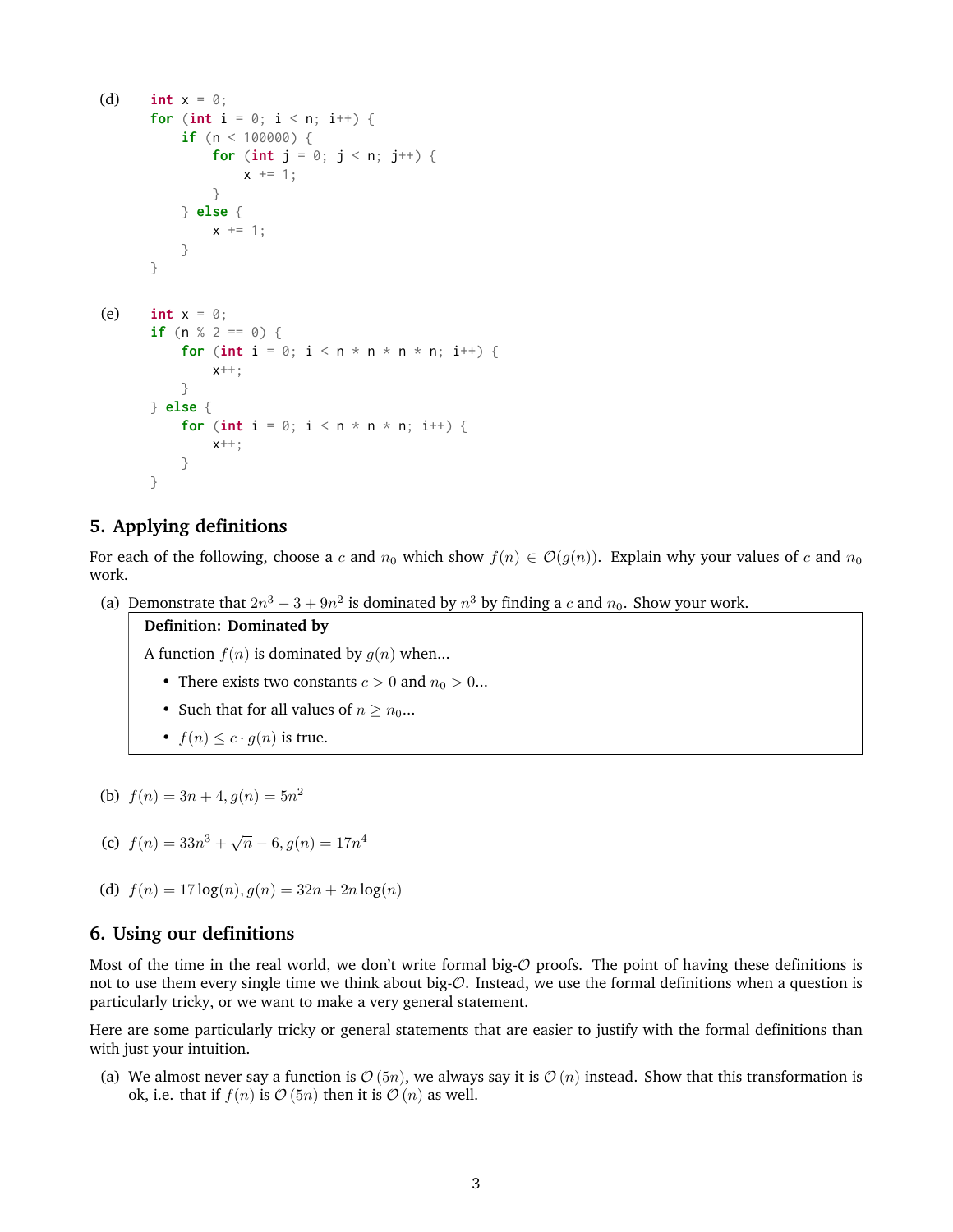(d)
```
int x = 0;
for (int i = 0; i < n; i++) {
    if (n < 100000) {
        for (int j = 0; j < n; j++) {
            x += 1;
        }
    } else {
        x += 1;
    }
}
```

(e)
```
int x = 0;
if (n % 2 == 0) {
    for (int i = 0; i < n * n * n * n; i++) {
        x++;
    }
} else {
    for (int i = 0; i < n * n * n; i++) {
        x++;
    }
}
```

## 5. Applying definitions

For each of the following, choose a $c$ and $n_0$ which show $f(n) \in \mathcal{O}(g(n))$. Explain why your values of $c$ and $n_0$ work.

(a) Demonstrate that $2n^3 - 3 + 9n^2$ is dominated by $n^3$ by finding a $c$ and $n_0$. Show your work.

> **Definition: Dominated by**
>
> A function $f(n)$ is dominated by $g(n)$ when...
>
> - There exists two constants $c > 0$ and $n_0 > 0$...
> - Such that for all values of $n \geq n_0$...
> - $f(n) \leq c \cdot g(n)$ is true.

(b) $f(n) = 3n + 4, g(n) = 5n^2$

(c) $f(n) = 33n^3 + \sqrt{n} - 6, g(n) = 17n^4$

(d) $f(n) = 17\log(n), g(n) = 32n + 2n\log(n)$

## 6. Using our definitions

Most of the time in the real world, we don't write formal big-$\mathcal{O}$ proofs. The point of having these definitions is not to use them every single time we think about big-$\mathcal{O}$. Instead, we use the formal definitions when a question is particularly tricky, or we want to make a very general statement.

Here are some particularly tricky or general statements that are easier to justify with the formal definitions than with just your intuition.

(a) We almost never say a function is $\mathcal{O}(5n)$, we always say it is $\mathcal{O}(n)$ instead. Show that this transformation is ok, i.e. that if $f(n)$ is $\mathcal{O}(5n)$ then it is $\mathcal{O}(n)$ as well.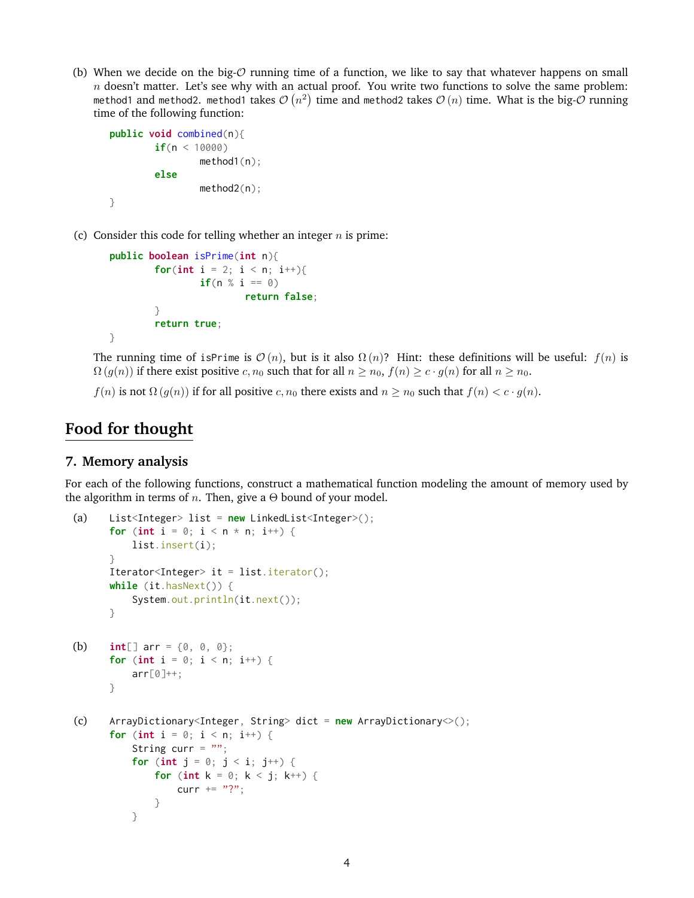(b) When we decide on the big-$\mathcal{O}$ running time of a function, we like to say that whatever happens on small $n$ doesn't matter. Let's see why with an actual proof. You write two functions to solve the same problem: `method1` and `method2`. `method1` takes $\mathcal{O}(n^2)$ time and `method2` takes $\mathcal{O}(n)$ time. What is the big-$\mathcal{O}$ running time of the following function:

```
public void combined(n){
        if(n < 10000)
                method1(n);
        else
                method2(n);
}
```

(c) Consider this code for telling whether an integer $n$ is prime:

```
public boolean isPrime(int n){
        for(int i = 2; i < n; i++){
                if(n % i == 0)
                        return false;
        }
        return true;
}
```

The running time of `isPrime` is $\mathcal{O}(n)$, but is it also $\Omega(n)$? Hint: these definitions will be useful: $f(n)$ is $\Omega(g(n))$ if there exist positive $c, n_0$ such that for all $n \geq n_0$, $f(n) \geq c \cdot g(n)$ for all $n \geq n_0$.

$f(n)$ is not $\Omega(g(n))$ if for all positive $c, n_0$ there exists and $n \geq n_0$ such that $f(n) < c \cdot g(n)$.

## Food for thought

### 7. Memory analysis

For each of the following functions, construct a mathematical function modeling the amount of memory used by the algorithm in terms of $n$. Then, give a $\Theta$ bound of your model.

(a)
```
List<Integer> list = new LinkedList<Integer>();
for (int i = 0; i < n * n; i++) {
    list.insert(i);
}
Iterator<Integer> it = list.iterator();
while (it.hasNext()) {
    System.out.println(it.next());
}
```

(b)
```
int[] arr = {0, 0, 0};
for (int i = 0; i < n; i++) {
    arr[0]++;
}
```

(c)
```
ArrayDictionary<Integer, String> dict = new ArrayDictionary<>();
for (int i = 0; i < n; i++) {
    String curr = "";
    for (int j = 0; j < i; j++) {
        for (int k = 0; k < j; k++) {
            curr += "?";
        }
    }
```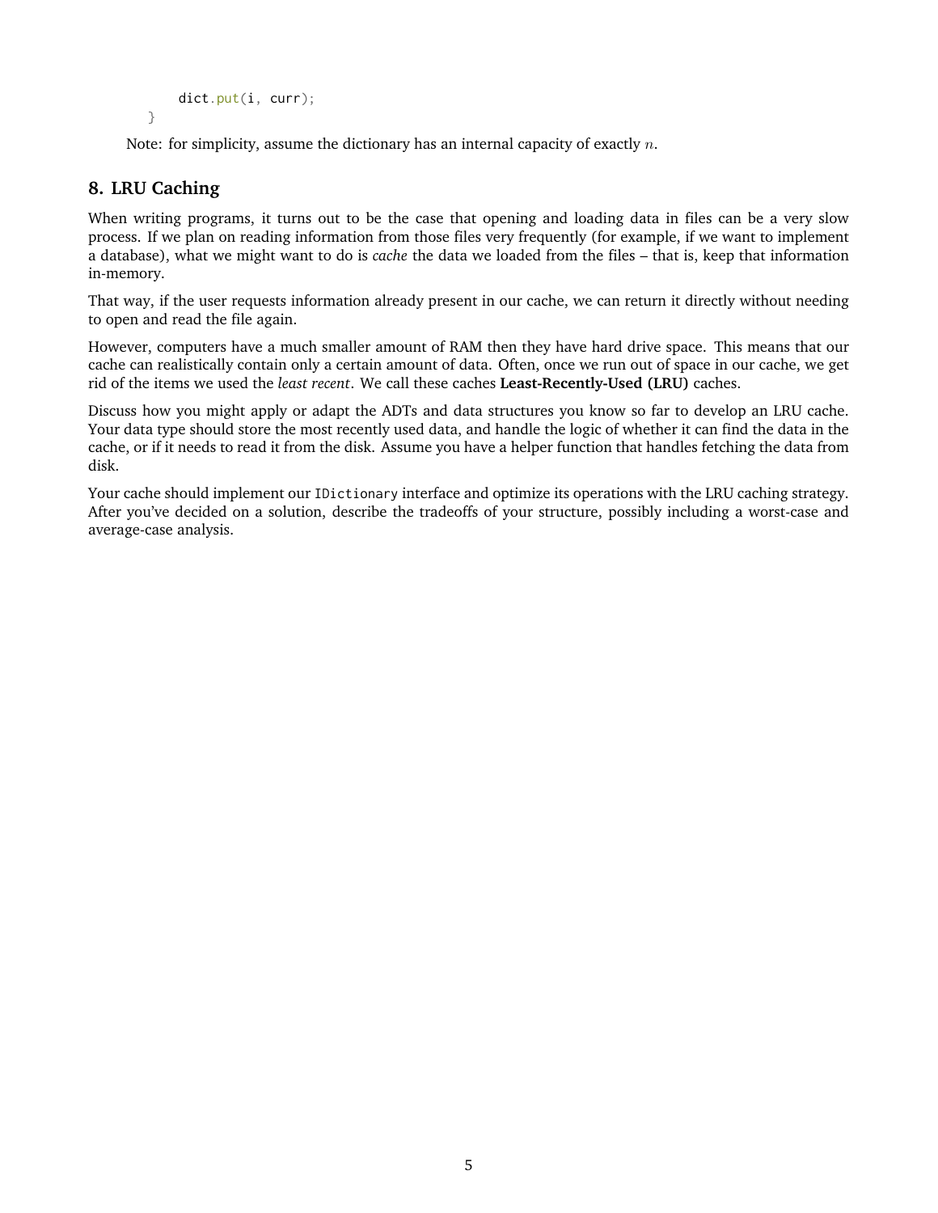```
        dict.put(i, curr);
    }
```

Note: for simplicity, assume the dictionary has an internal capacity of exactly $n$.

## 8. LRU Caching

When writing programs, it turns out to be the case that opening and loading data in files can be a very slow process. If we plan on reading information from those files very frequently (for example, if we want to implement a database), what we might want to do is *cache* the data we loaded from the files – that is, keep that information in-memory.

That way, if the user requests information already present in our cache, we can return it directly without needing to open and read the file again.

However, computers have a much smaller amount of RAM then they have hard drive space. This means that our cache can realistically contain only a certain amount of data. Often, once we run out of space in our cache, we get rid of the items we used the *least recent*. We call these caches **Least-Recently-Used (LRU)** caches.

Discuss how you might apply or adapt the ADTs and data structures you know so far to develop an LRU cache. Your data type should store the most recently used data, and handle the logic of whether it can find the data in the cache, or if it needs to read it from the disk. Assume you have a helper function that handles fetching the data from disk.

Your cache should implement our `IDictionary` interface and optimize its operations with the LRU caching strategy. After you've decided on a solution, describe the tradeoffs of your structure, possibly including a worst-case and average-case analysis.